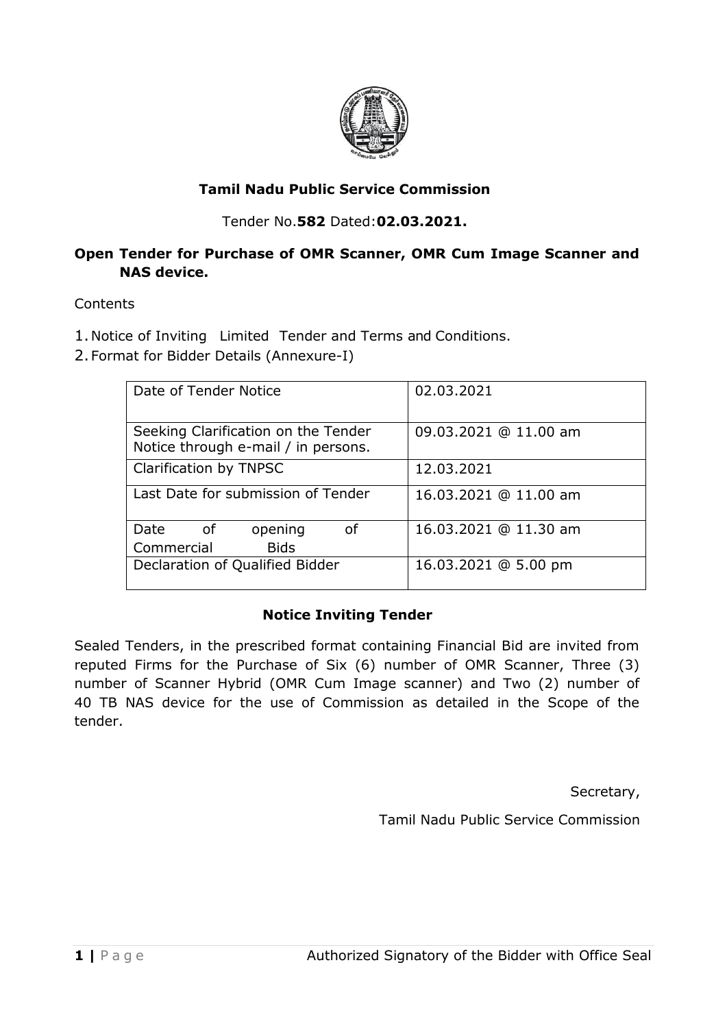## Tamil Nadu Public Service Commission

Tender No.**582** Dated:**02.03.2021.**

### Open Tender for Purchase of OMR Scanner, OMR Cum Image Scanner and NAS device.

Contents

1. Notice of Inviting Limited Tender and Terms and Conditions.
2. Format for Bidder Details (Annexure-I)

| Date of Tender Notice | 02.03.2021 |
|---|---|
| Seeking Clarification on the Tender Notice through e-mail / in persons. | 09.03.2021 @ 11.00 am |
| Clarification by TNPSC | 12.03.2021 |
| Last Date for submission of Tender | 16.03.2021 @ 11.00 am |
| Date of opening of Commercial Bids | 16.03.2021 @ 11.30 am |
| Declaration of Qualified Bidder | 16.03.2021 @ 5.00 pm |

### Notice Inviting Tender

Sealed Tenders, in the prescribed format containing Financial Bid are invited from reputed Firms for the Purchase of Six (6) number of OMR Scanner, Three (3) number of Scanner Hybrid (OMR Cum Image scanner) and Two (2) number of 40 TB NAS device for the use of Commission as detailed in the Scope of the tender.

Secretary,

Tamil Nadu Public Service Commission

Authorized Signatory of the Bidder with Office Seal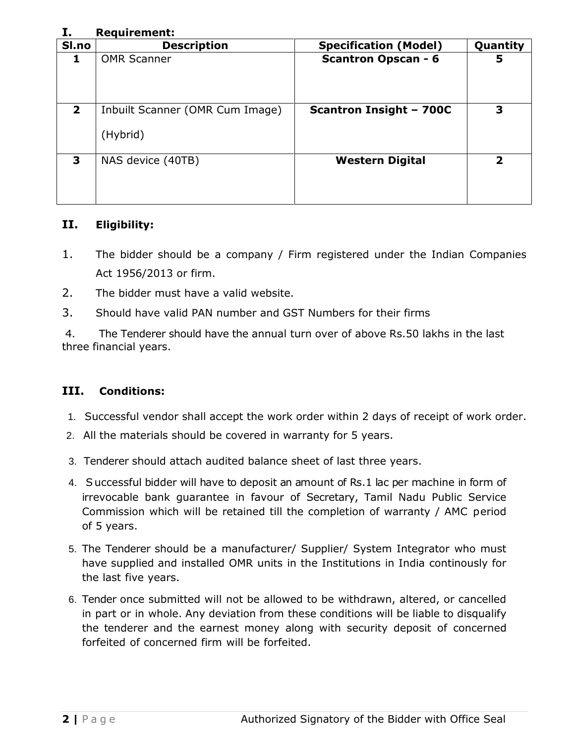## I. Requirement:

| Sl.no | Description | Specification (Model) | Quantity |
|---|---|---|---|
| **1** | OMR Scanner | **Scantron Opscan - 6** | **5** |
| **2** | Inbuilt Scanner (OMR Cum Image) (Hybrid) | **Scantron Insight – 700C** | **3** |
| **3** | NAS device (40TB) | **Western Digital** | **2** |

## II. Eligibility:

1. The bidder should be a company / Firm registered under the Indian Companies Act 1956/2013 or firm.
2. The bidder must have a valid website.
3. Should have valid PAN number and GST Numbers for their firms
4. The Tenderer should have the annual turn over of above Rs.50 lakhs in the last three financial years.

## III. Conditions:

1. Successful vendor shall accept the work order within 2 days of receipt of work order.
2. All the materials should be covered in warranty for 5 years.
3. Tenderer should attach audited balance sheet of last three years.
4. Successful bidder will have to deposit an amount of Rs.1 lac per machine in form of irrevocable bank guarantee in favour of Secretary, Tamil Nadu Public Service Commission which will be retained till the completion of warranty / AMC period of 5 years.
5. The Tenderer should be a manufacturer/ Supplier/ System Integrator who must have supplied and installed OMR units in the Institutions in India continously for the last five years.
6. Tender once submitted will not be allowed to be withdrawn, altered, or cancelled in part or in whole. Any deviation from these conditions will be liable to disqualify the tenderer and the earnest money along with security deposit of concerned forfeited of concerned firm will be forfeited.

Authorized Signatory of the Bidder with Office Seal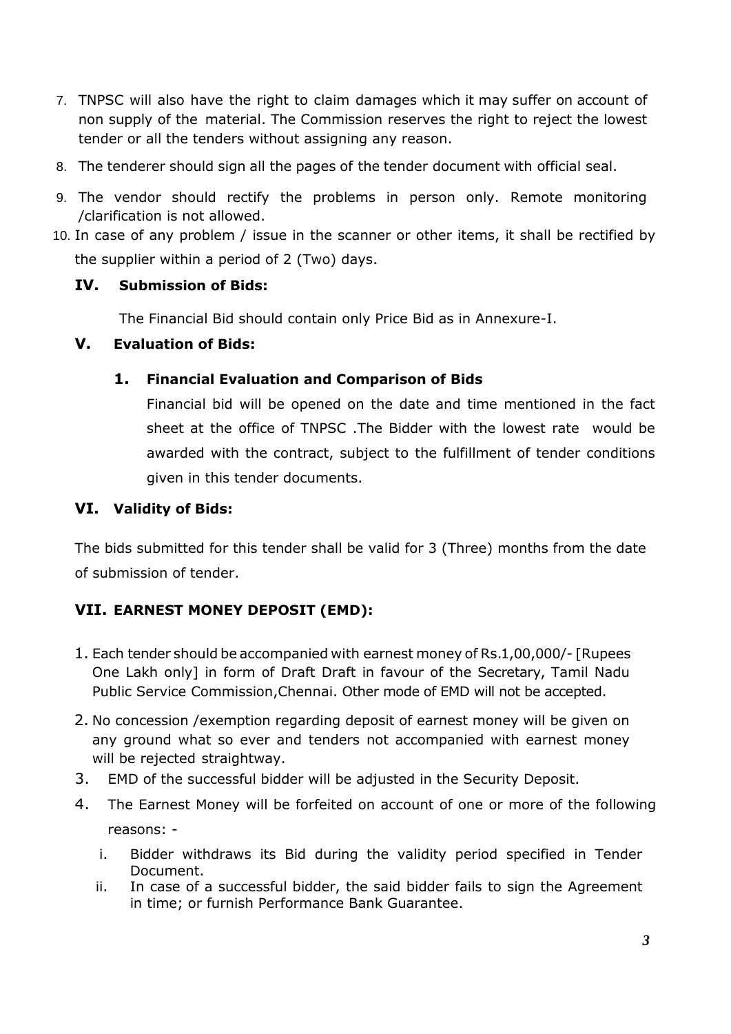7. TNPSC will also have the right to claim damages which it may suffer on account of non supply of the material. The Commission reserves the right to reject the lowest tender or all the tenders without assigning any reason.
8. The tenderer should sign all the pages of the tender document with official seal.
9. The vendor should rectify the problems in person only. Remote monitoring /clarification is not allowed.
10. In case of any problem / issue in the scanner or other items, it shall be rectified by the supplier within a period of 2 (Two) days.

## IV. Submission of Bids:

The Financial Bid should contain only Price Bid as in Annexure-I.

## V. Evaluation of Bids:

### 1. Financial Evaluation and Comparison of Bids

Financial bid will be opened on the date and time mentioned in the fact sheet at the office of TNPSC .The Bidder with the lowest rate would be awarded with the contract, subject to the fulfillment of tender conditions given in this tender documents.

## VI. Validity of Bids:

The bids submitted for this tender shall be valid for 3 (Three) months from the date of submission of tender.

## VII. EARNEST MONEY DEPOSIT (EMD):

1. Each tender should be accompanied with earnest money of Rs.1,00,000/- [Rupees One Lakh only] in form of Draft Draft in favour of the Secretary, Tamil Nadu Public Service Commission,Chennai. Other mode of EMD will not be accepted.
2. No concession /exemption regarding deposit of earnest money will be given on any ground what so ever and tenders not accompanied with earnest money will be rejected straightway.
3. EMD of the successful bidder will be adjusted in the Security Deposit.
4. The Earnest Money will be forfeited on account of one or more of the following reasons: -
   i. Bidder withdraws its Bid during the validity period specified in Tender Document.
   ii. In case of a successful bidder, the said bidder fails to sign the Agreement in time; or furnish Performance Bank Guarantee.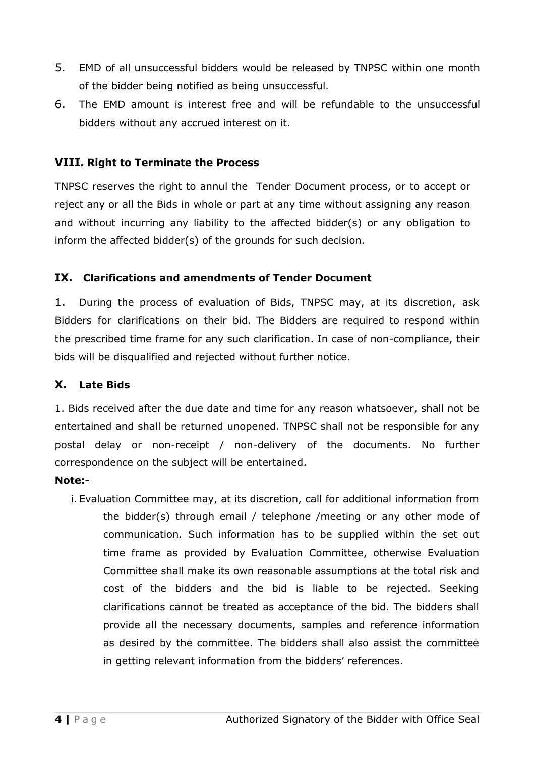5. EMD of all unsuccessful bidders would be released by TNPSC within one month of the bidder being notified as being unsuccessful.
6. The EMD amount is interest free and will be refundable to the unsuccessful bidders without any accrued interest on it.

### VIII. Right to Terminate the Process

TNPSC reserves the right to annul the Tender Document process, or to accept or reject any or all the Bids in whole or part at any time without assigning any reason and without incurring any liability to the affected bidder(s) or any obligation to inform the affected bidder(s) of the grounds for such decision.

### IX. Clarifications and amendments of Tender Document

1. During the process of evaluation of Bids, TNPSC may, at its discretion, ask Bidders for clarifications on their bid. The Bidders are required to respond within the prescribed time frame for any such clarification. In case of non-compliance, their bids will be disqualified and rejected without further notice.

### X. Late Bids

1. Bids received after the due date and time for any reason whatsoever, shall not be entertained and shall be returned unopened. TNPSC shall not be responsible for any postal delay or non-receipt / non-delivery of the documents. No further correspondence on the subject will be entertained.

**Note:-**

i. Evaluation Committee may, at its discretion, call for additional information from the bidder(s) through email / telephone /meeting or any other mode of communication. Such information has to be supplied within the set out time frame as provided by Evaluation Committee, otherwise Evaluation Committee shall make its own reasonable assumptions at the total risk and cost of the bidders and the bid is liable to be rejected. Seeking clarifications cannot be treated as acceptance of the bid. The bidders shall provide all the necessary documents, samples and reference information as desired by the committee. The bidders shall also assist the committee in getting relevant information from the bidders' references.

Authorized Signatory of the Bidder with Office Seal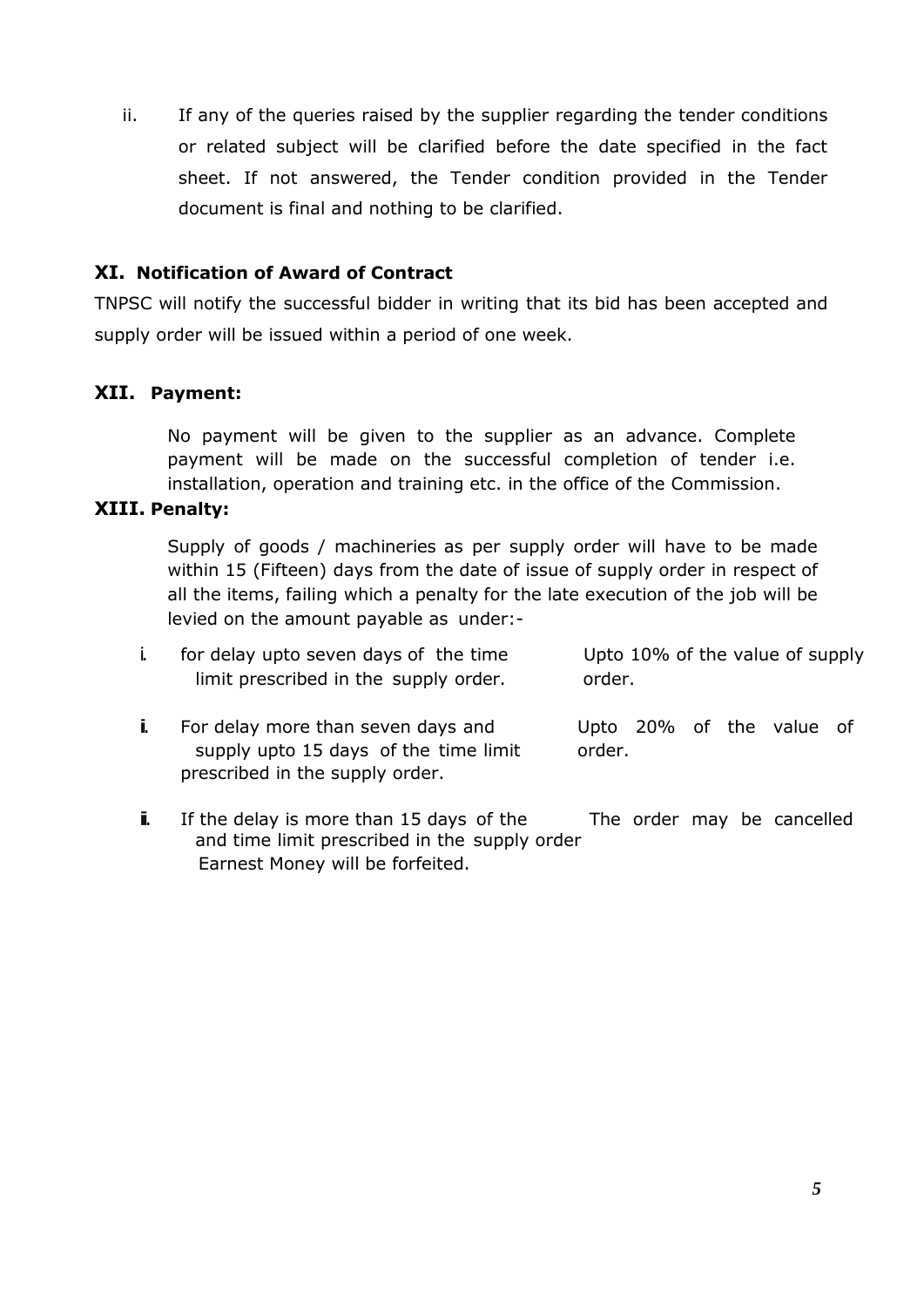ii. If any of the queries raised by the supplier regarding the tender conditions or related subject will be clarified before the date specified in the fact sheet. If not answered, the Tender condition provided in the Tender document is final and nothing to be clarified.

### XI. Notification of Award of Contract

TNPSC will notify the successful bidder in writing that its bid has been accepted and supply order will be issued within a period of one week.

### XII. Payment:

No payment will be given to the supplier as an advance. Complete payment will be made on the successful completion of tender i.e. installation, operation and training etc. in the office of the Commission.

### XIII. Penalty:

Supply of goods / machineries as per supply order will have to be made within 15 (Fifteen) days from the date of issue of supply order in respect of all the items, failing which a penalty for the late execution of the job will be levied on the amount payable as under:-

| | | |
|---|---|---|
| i. | for delay upto seven days of the time limit prescribed in the supply order. | Upto 10% of the value of supply order. |
| ii. | For delay more than seven days and supply upto 15 days of the time limit prescribed in the supply order. | Upto 20% of the value of order. |
| iii. | If the delay is more than 15 days of the time limit prescribed in the supply order | The order may be cancelled and Earnest Money will be forfeited. |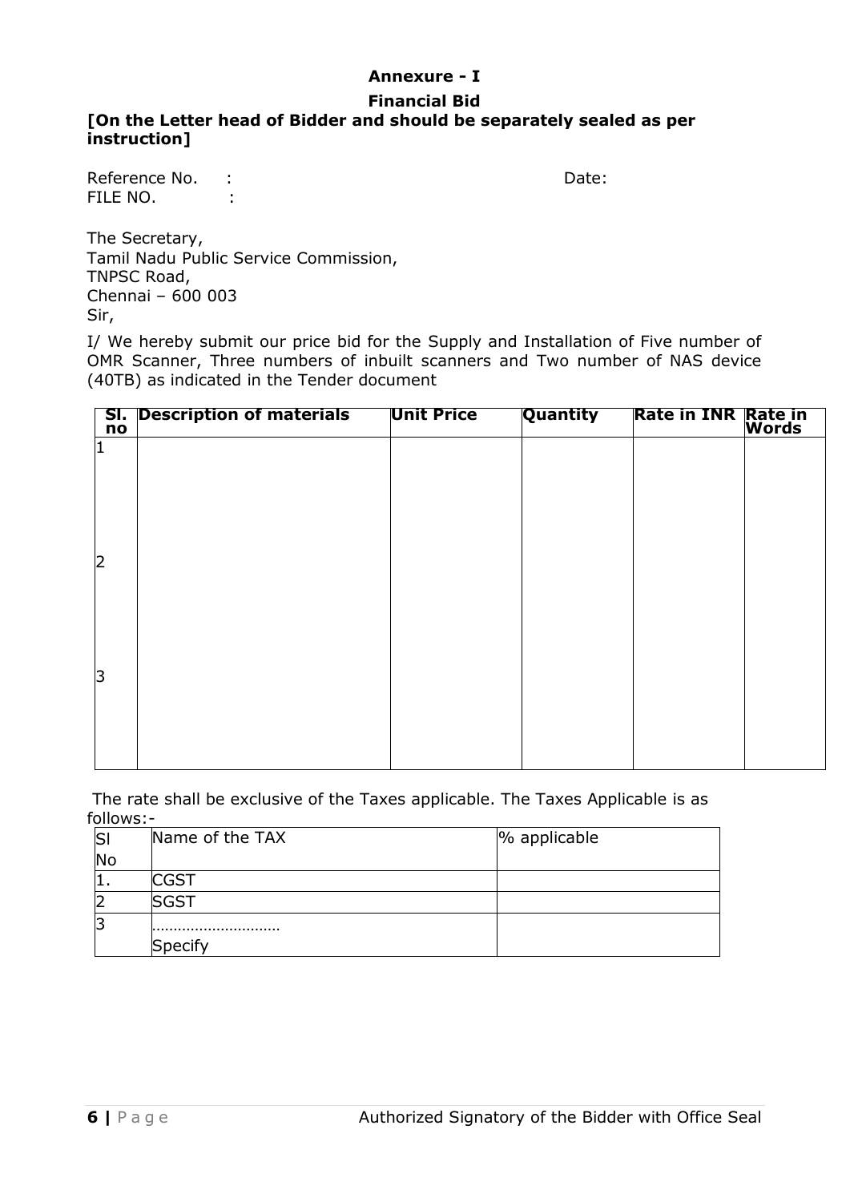## Annexure - I

## Financial Bid

**[On the Letter head of Bidder and should be separately sealed as per instruction]**

Reference No. : Date:

FILE NO. :

The Secretary,
Tamil Nadu Public Service Commission,
TNPSC Road,
Chennai – 600 003

Sir,

I/ We hereby submit our price bid for the Supply and Installation of Five number of OMR Scanner, Three numbers of inbuilt scanners and Two number of NAS device (40TB) as indicated in the Tender document

| Sl. no | Description of materials | Unit Price | Quantity | Rate in INR | Rate in Words |
|---|---|---|---|---|---|
| 1 | | | | | |
| 2 | | | | | |
| 3 | | | | | |

The rate shall be exclusive of the Taxes applicable. The Taxes Applicable is as follows:-

| Sl No | Name of the TAX | % applicable |
|---|---|---|
| 1. | CGST | |
| 2 | SGST | |
| 3 | ………………………… Specify | |

Authorized Signatory of the Bidder with Office Seal